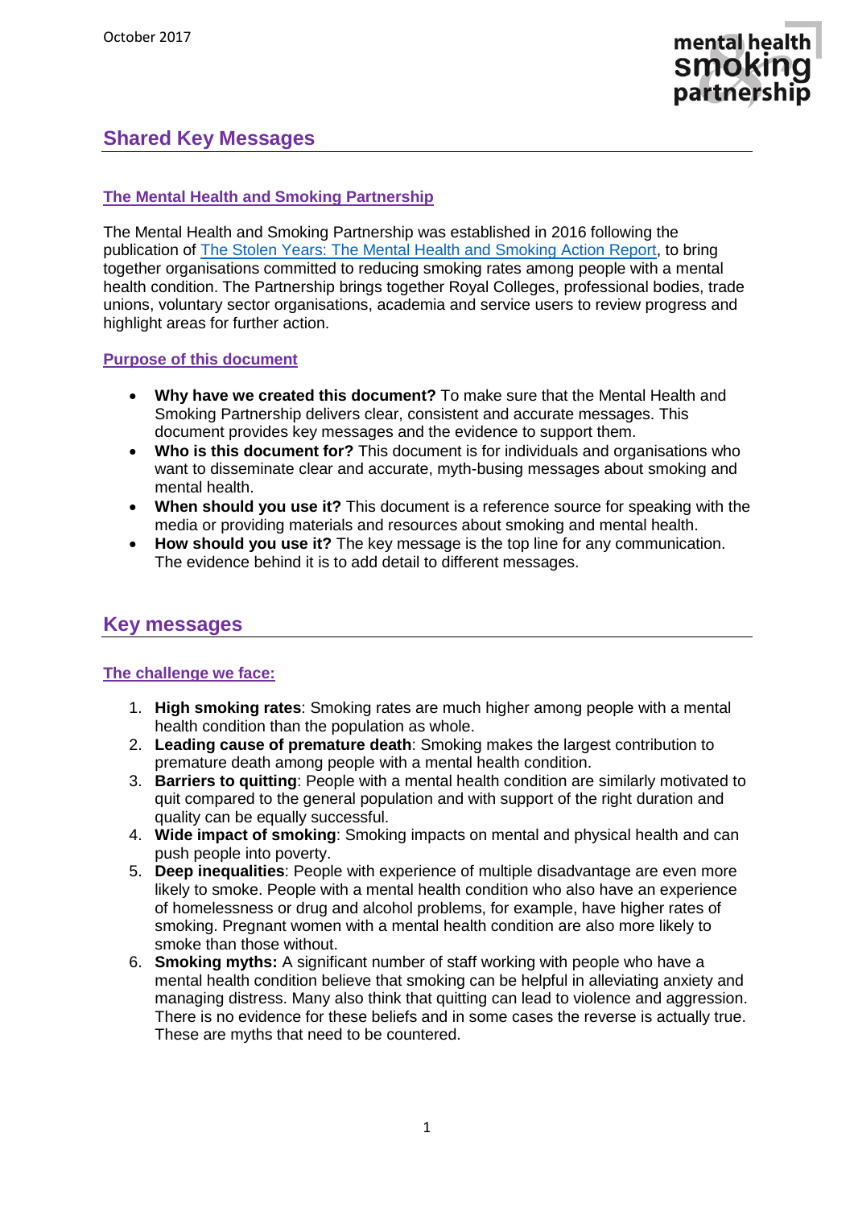October 2017

mental health smoking partnership

# Shared Key Messages

## The Mental Health and Smoking Partnership

The Mental Health and Smoking Partnership was established in 2016 following the publication of The Stolen Years: The Mental Health and Smoking Action Report, to bring together organisations committed to reducing smoking rates among people with a mental health condition. The Partnership brings together Royal Colleges, professional bodies, trade unions, voluntary sector organisations, academia and service users to review progress and highlight areas for further action.

## Purpose of this document

- **Why have we created this document?** To make sure that the Mental Health and Smoking Partnership delivers clear, consistent and accurate messages. This document provides key messages and the evidence to support them.
- **Who is this document for?** This document is for individuals and organisations who want to disseminate clear and accurate, myth-busing messages about smoking and mental health.
- **When should you use it?** This document is a reference source for speaking with the media or providing materials and resources about smoking and mental health.
- **How should you use it?** The key message is the top line for any communication. The evidence behind it is to add detail to different messages.

# Key messages

## The challenge we face:

1. **High smoking rates**: Smoking rates are much higher among people with a mental health condition than the population as whole.
2. **Leading cause of premature death**: Smoking makes the largest contribution to premature death among people with a mental health condition.
3. **Barriers to quitting**: People with a mental health condition are similarly motivated to quit compared to the general population and with support of the right duration and quality can be equally successful.
4. **Wide impact of smoking**: Smoking impacts on mental and physical health and can push people into poverty.
5. **Deep inequalities**: People with experience of multiple disadvantage are even more likely to smoke. People with a mental health condition who also have an experience of homelessness or drug and alcohol problems, for example, have higher rates of smoking. Pregnant women with a mental health condition are also more likely to smoke than those without.
6. **Smoking myths:** A significant number of staff working with people who have a mental health condition believe that smoking can be helpful in alleviating anxiety and managing distress. Many also think that quitting can lead to violence and aggression. There is no evidence for these beliefs and in some cases the reverse is actually true. These are myths that need to be countered.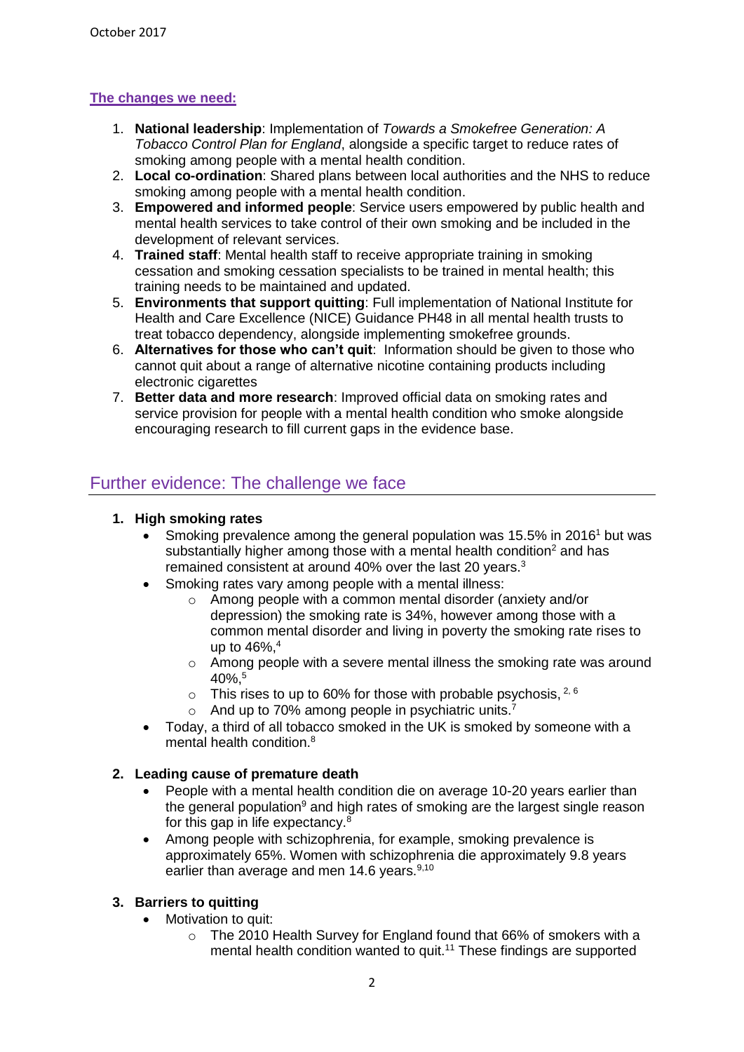### The changes we need:

1. **National leadership**: Implementation of *Towards a Smokefree Generation: A Tobacco Control Plan for England*, alongside a specific target to reduce rates of smoking among people with a mental health condition.
2. **Local co-ordination**: Shared plans between local authorities and the NHS to reduce smoking among people with a mental health condition.
3. **Empowered and informed people**: Service users empowered by public health and mental health services to take control of their own smoking and be included in the development of relevant services.
4. **Trained staff**: Mental health staff to receive appropriate training in smoking cessation and smoking cessation specialists to be trained in mental health; this training needs to be maintained and updated.
5. **Environments that support quitting**: Full implementation of National Institute for Health and Care Excellence (NICE) Guidance PH48 in all mental health trusts to treat tobacco dependency, alongside implementing smokefree grounds.
6. **Alternatives for those who can't quit**: Information should be given to those who cannot quit about a range of alternative nicotine containing products including electronic cigarettes
7. **Better data and more research**: Improved official data on smoking rates and service provision for people with a mental health condition who smoke alongside encouraging research to fill current gaps in the evidence base.

## Further evidence: The challenge we face

1. **High smoking rates**
   - Smoking prevalence among the general population was 15.5% in 2016[1] but was substantially higher among those with a mental health condition[2] and has remained consistent at around 40% over the last 20 years.[3]
   - Smoking rates vary among people with a mental illness:
     - Among people with a common mental disorder (anxiety and/or depression) the smoking rate is 34%, however among those with a common mental disorder and living in poverty the smoking rate rises to up to 46%,[4]
     - Among people with a severe mental illness the smoking rate was around 40%,[5]
     - This rises to up to 60% for those with probable psychosis, [2, 6]
     - And up to 70% among people in psychiatric units.[7]
   - Today, a third of all tobacco smoked in the UK is smoked by someone with a mental health condition.[8]

2. **Leading cause of premature death**
   - People with a mental health condition die on average 10-20 years earlier than the general population[9] and high rates of smoking are the largest single reason for this gap in life expectancy.[8]
   - Among people with schizophrenia, for example, smoking prevalence is approximately 65%. Women with schizophrenia die approximately 9.8 years earlier than average and men 14.6 years.[9,10]

3. **Barriers to quitting**
   - Motivation to quit:
     - The 2010 Health Survey for England found that 66% of smokers with a mental health condition wanted to quit.[11] These findings are supported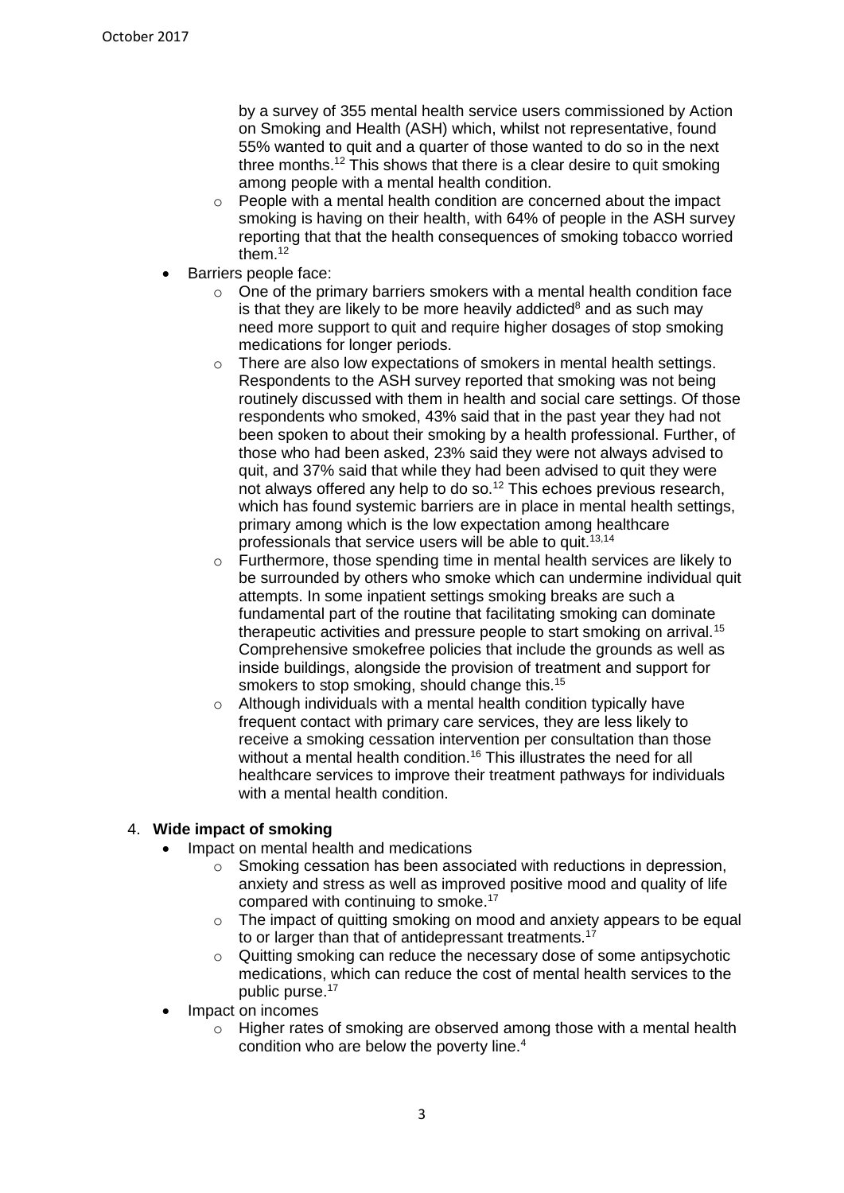by a survey of 355 mental health service users commissioned by Action on Smoking and Health (ASH) which, whilst not representative, found 55% wanted to quit and a quarter of those wanted to do so in the next three months.[12] This shows that there is a clear desire to quit smoking among people with a mental health condition.

  - People with a mental health condition are concerned about the impact smoking is having on their health, with 64% of people in the ASH survey reporting that that the health consequences of smoking tobacco worried them.[12]

- Barriers people face:
  - One of the primary barriers smokers with a mental health condition face is that they are likely to be more heavily addicted[8] and as such may need more support to quit and require higher dosages of stop smoking medications for longer periods.
  - There are also low expectations of smokers in mental health settings. Respondents to the ASH survey reported that smoking was not being routinely discussed with them in health and social care settings. Of those respondents who smoked, 43% said that in the past year they had not been spoken to about their smoking by a health professional. Further, of those who had been asked, 23% said they were not always advised to quit, and 37% said that while they had been advised to quit they were not always offered any help to do so.[12] This echoes previous research, which has found systemic barriers are in place in mental health settings, primary among which is the low expectation among healthcare professionals that service users will be able to quit.[13,14]
  - Furthermore, those spending time in mental health services are likely to be surrounded by others who smoke which can undermine individual quit attempts. In some inpatient settings smoking breaks are such a fundamental part of the routine that facilitating smoking can dominate therapeutic activities and pressure people to start smoking on arrival.[15] Comprehensive smokefree policies that include the grounds as well as inside buildings, alongside the provision of treatment and support for smokers to stop smoking, should change this.[15]
  - Although individuals with a mental health condition typically have frequent contact with primary care services, they are less likely to receive a smoking cessation intervention per consultation than those without a mental health condition.[16] This illustrates the need for all healthcare services to improve their treatment pathways for individuals with a mental health condition.

4. **Wide impact of smoking**

- Impact on mental health and medications
  - Smoking cessation has been associated with reductions in depression, anxiety and stress as well as improved positive mood and quality of life compared with continuing to smoke.[17]
  - The impact of quitting smoking on mood and anxiety appears to be equal to or larger than that of antidepressant treatments.[17]
  - Quitting smoking can reduce the necessary dose of some antipsychotic medications, which can reduce the cost of mental health services to the public purse.[17]
- Impact on incomes
  - Higher rates of smoking are observed among those with a mental health condition who are below the poverty line.[4]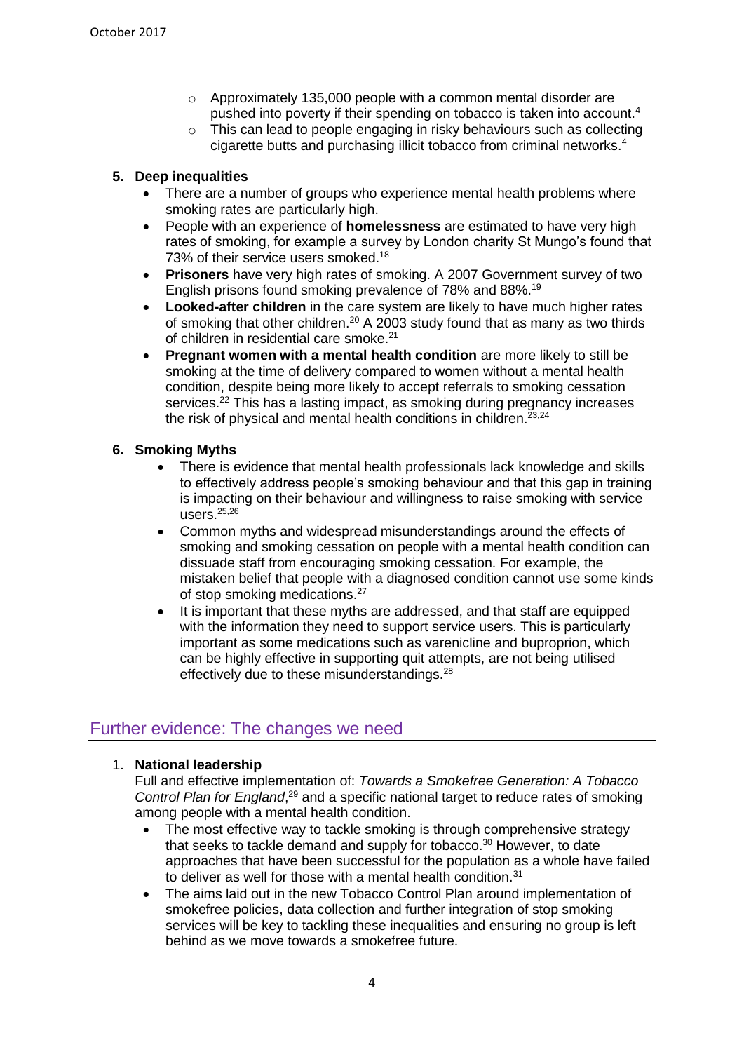- Approximately 135,000 people with a common mental disorder are pushed into poverty if their spending on tobacco is taken into account.[4]
- This can lead to people engaging in risky behaviours such as collecting cigarette butts and purchasing illicit tobacco from criminal networks.[4]

**5. Deep inequalities**

- There are a number of groups who experience mental health problems where smoking rates are particularly high.
- People with an experience of **homelessness** are estimated to have very high rates of smoking, for example a survey by London charity St Mungo's found that 73% of their service users smoked.[18]
- **Prisoners** have very high rates of smoking. A 2007 Government survey of two English prisons found smoking prevalence of 78% and 88%.[19]
- **Looked-after children** in the care system are likely to have much higher rates of smoking that other children.[20] A 2003 study found that as many as two thirds of children in residential care smoke.[21]
- **Pregnant women with a mental health condition** are more likely to still be smoking at the time of delivery compared to women without a mental health condition, despite being more likely to accept referrals to smoking cessation services.[22] This has a lasting impact, as smoking during pregnancy increases the risk of physical and mental health conditions in children.[23,24]

**6. Smoking Myths**

- There is evidence that mental health professionals lack knowledge and skills to effectively address people's smoking behaviour and that this gap in training is impacting on their behaviour and willingness to raise smoking with service users.[25,26]
- Common myths and widespread misunderstandings around the effects of smoking and smoking cessation on people with a mental health condition can dissuade staff from encouraging smoking cessation. For example, the mistaken belief that people with a diagnosed condition cannot use some kinds of stop smoking medications.[27]
- It is important that these myths are addressed, and that staff are equipped with the information they need to support service users. This is particularly important as some medications such as varenicline and buproprion, which can be highly effective in supporting quit attempts, are not being utilised effectively due to these misunderstandings.[28]

## Further evidence: The changes we need

1. **National leadership**

   Full and effective implementation of: *Towards a Smokefree Generation: A Tobacco Control Plan for England*,[29] and a specific national target to reduce rates of smoking among people with a mental health condition.

   - The most effective way to tackle smoking is through comprehensive strategy that seeks to tackle demand and supply for tobacco.[30] However, to date approaches that have been successful for the population as a whole have failed to deliver as well for those with a mental health condition.[31]
   - The aims laid out in the new Tobacco Control Plan around implementation of smokefree policies, data collection and further integration of stop smoking services will be key to tackling these inequalities and ensuring no group is left behind as we move towards a smokefree future.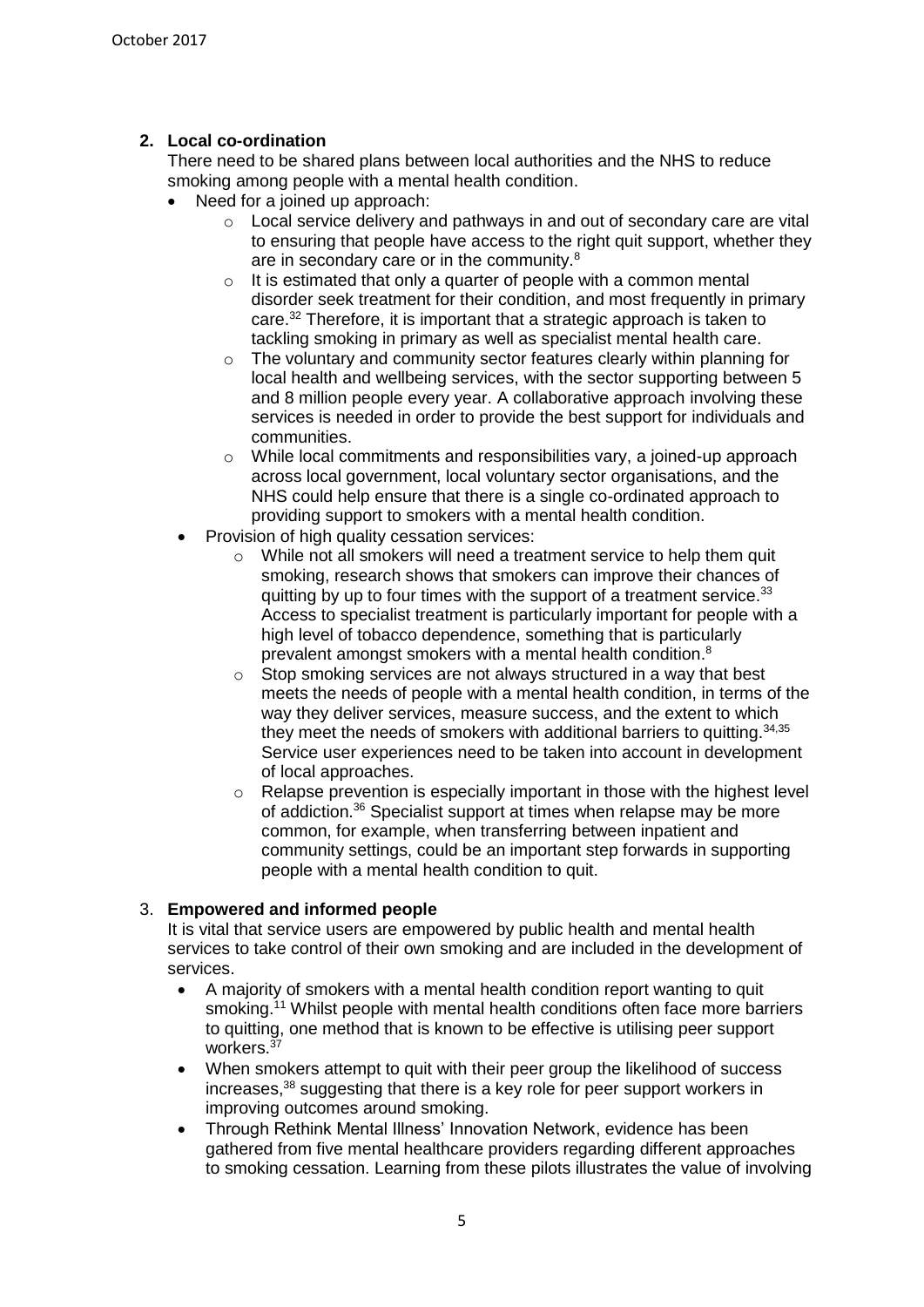## 2. Local co-ordination

There need to be shared plans between local authorities and the NHS to reduce smoking among people with a mental health condition.

- Need for a joined up approach:
  - Local service delivery and pathways in and out of secondary care are vital to ensuring that people have access to the right quit support, whether they are in secondary care or in the community.[8]
  - It is estimated that only a quarter of people with a common mental disorder seek treatment for their condition, and most frequently in primary care.[32] Therefore, it is important that a strategic approach is taken to tackling smoking in primary as well as specialist mental health care.
  - The voluntary and community sector features clearly within planning for local health and wellbeing services, with the sector supporting between 5 and 8 million people every year. A collaborative approach involving these services is needed in order to provide the best support for individuals and communities.
  - While local commitments and responsibilities vary, a joined-up approach across local government, local voluntary sector organisations, and the NHS could help ensure that there is a single co-ordinated approach to providing support to smokers with a mental health condition.
- Provision of high quality cessation services:
  - While not all smokers will need a treatment service to help them quit smoking, research shows that smokers can improve their chances of quitting by up to four times with the support of a treatment service.[33] Access to specialist treatment is particularly important for people with a high level of tobacco dependence, something that is particularly prevalent amongst smokers with a mental health condition.[8]
  - Stop smoking services are not always structured in a way that best meets the needs of people with a mental health condition, in terms of the way they deliver services, measure success, and the extent to which they meet the needs of smokers with additional barriers to quitting.[34,35] Service user experiences need to be taken into account in development of local approaches.
  - Relapse prevention is especially important in those with the highest level of addiction.[36] Specialist support at times when relapse may be more common, for example, when transferring between inpatient and community settings, could be an important step forwards in supporting people with a mental health condition to quit.

## 3. Empowered and informed people

It is vital that service users are empowered by public health and mental health services to take control of their own smoking and are included in the development of services.

- A majority of smokers with a mental health condition report wanting to quit smoking.[11] Whilst people with mental health conditions often face more barriers to quitting, one method that is known to be effective is utilising peer support workers.[37]
- When smokers attempt to quit with their peer group the likelihood of success increases,[38] suggesting that there is a key role for peer support workers in improving outcomes around smoking.
- Through Rethink Mental Illness' Innovation Network, evidence has been gathered from five mental healthcare providers regarding different approaches to smoking cessation. Learning from these pilots illustrates the value of involving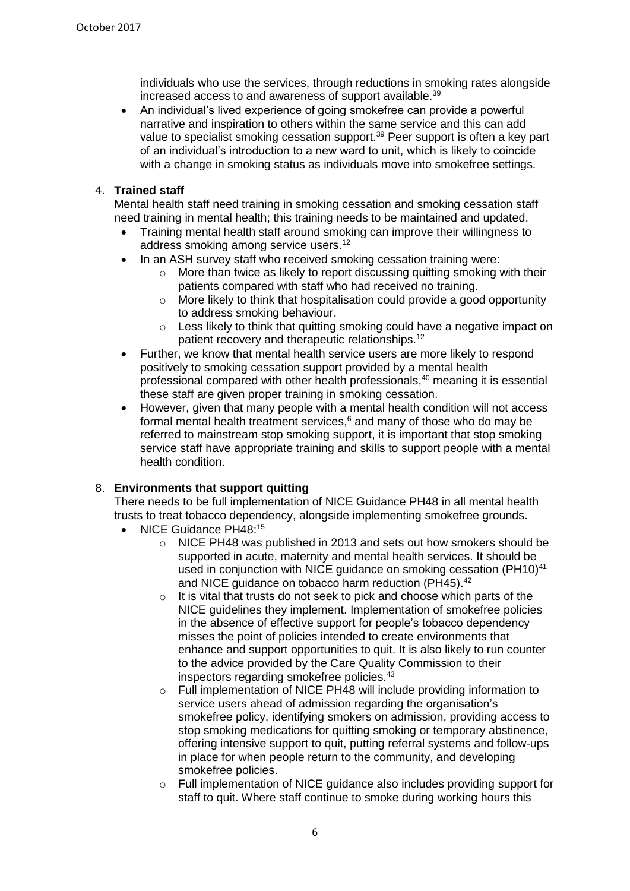individuals who use the services, through reductions in smoking rates alongside increased access to and awareness of support available.[39]

- An individual's lived experience of going smokefree can provide a powerful narrative and inspiration to others within the same service and this can add value to specialist smoking cessation support.[39] Peer support is often a key part of an individual's introduction to a new ward to unit, which is likely to coincide with a change in smoking status as individuals move into smokefree settings.

4. **Trained staff**

   Mental health staff need training in smoking cessation and smoking cessation staff need training in mental health; this training needs to be maintained and updated.

   - Training mental health staff around smoking can improve their willingness to address smoking among service users.[12]
   - In an ASH survey staff who received smoking cessation training were:
     - More than twice as likely to report discussing quitting smoking with their patients compared with staff who had received no training.
     - More likely to think that hospitalisation could provide a good opportunity to address smoking behaviour.
     - Less likely to think that quitting smoking could have a negative impact on patient recovery and therapeutic relationships.[12]
   - Further, we know that mental health service users are more likely to respond positively to smoking cessation support provided by a mental health professional compared with other health professionals,[40] meaning it is essential these staff are given proper training in smoking cessation.
   - However, given that many people with a mental health condition will not access formal mental health treatment services,[6] and many of those who do may be referred to mainstream stop smoking support, it is important that stop smoking service staff have appropriate training and skills to support people with a mental health condition.

8. **Environments that support quitting**

   There needs to be full implementation of NICE Guidance PH48 in all mental health trusts to treat tobacco dependency, alongside implementing smokefree grounds.

   - NICE Guidance PH48:[15]
     - NICE PH48 was published in 2013 and sets out how smokers should be supported in acute, maternity and mental health services. It should be used in conjunction with NICE guidance on smoking cessation (PH10)[41] and NICE guidance on tobacco harm reduction (PH45).[42]
     - It is vital that trusts do not seek to pick and choose which parts of the NICE guidelines they implement. Implementation of smokefree policies in the absence of effective support for people's tobacco dependency misses the point of policies intended to create environments that enhance and support opportunities to quit. It is also likely to run counter to the advice provided by the Care Quality Commission to their inspectors regarding smokefree policies.[43]
     - Full implementation of NICE PH48 will include providing information to service users ahead of admission regarding the organisation's smokefree policy, identifying smokers on admission, providing access to stop smoking medications for quitting smoking or temporary abstinence, offering intensive support to quit, putting referral systems and follow-ups in place for when people return to the community, and developing smokefree policies.
     - Full implementation of NICE guidance also includes providing support for staff to quit. Where staff continue to smoke during working hours this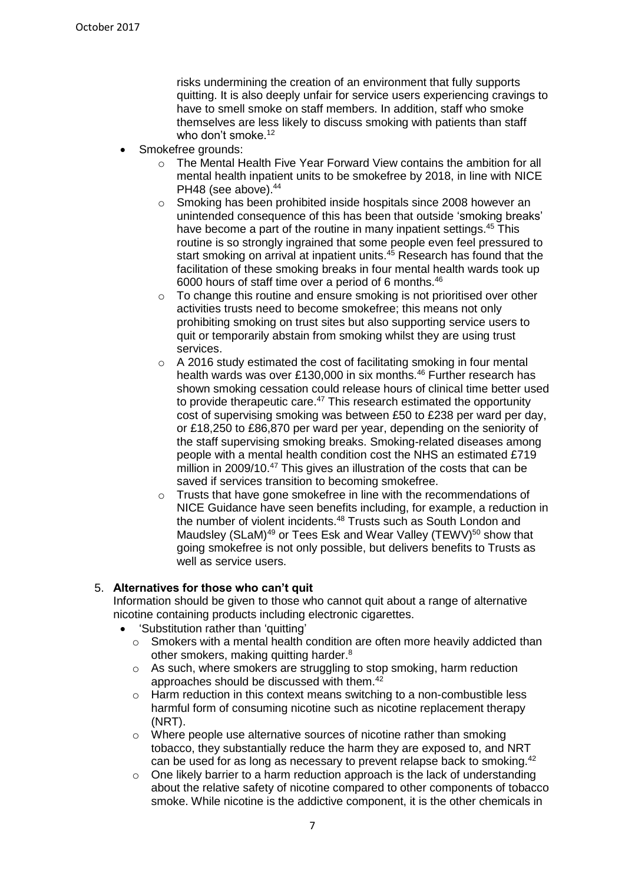risks undermining the creation of an environment that fully supports quitting. It is also deeply unfair for service users experiencing cravings to have to smell smoke on staff members. In addition, staff who smoke themselves are less likely to discuss smoking with patients than staff who don't smoke.[12]

- Smokefree grounds:
  - The Mental Health Five Year Forward View contains the ambition for all mental health inpatient units to be smokefree by 2018, in line with NICE PH48 (see above).[44]
  - Smoking has been prohibited inside hospitals since 2008 however an unintended consequence of this has been that outside 'smoking breaks' have become a part of the routine in many inpatient settings.[45] This routine is so strongly ingrained that some people even feel pressured to start smoking on arrival at inpatient units.[45] Research has found that the facilitation of these smoking breaks in four mental health wards took up 6000 hours of staff time over a period of 6 months.[46]
  - To change this routine and ensure smoking is not prioritised over other activities trusts need to become smokefree; this means not only prohibiting smoking on trust sites but also supporting service users to quit or temporarily abstain from smoking whilst they are using trust services.
  - A 2016 study estimated the cost of facilitating smoking in four mental health wards was over £130,000 in six months.[46] Further research has shown smoking cessation could release hours of clinical time better used to provide therapeutic care.[47] This research estimated the opportunity cost of supervising smoking was between £50 to £238 per ward per day, or £18,250 to £86,870 per ward per year, depending on the seniority of the staff supervising smoking breaks. Smoking-related diseases among people with a mental health condition cost the NHS an estimated £719 million in 2009/10.[47] This gives an illustration of the costs that can be saved if services transition to becoming smokefree.
  - Trusts that have gone smokefree in line with the recommendations of NICE Guidance have seen benefits including, for example, a reduction in the number of violent incidents.[48] Trusts such as South London and Maudsley (SLaM)[49] or Tees Esk and Wear Valley (TEWV)[50] show that going smokefree is not only possible, but delivers benefits to Trusts as well as service users.

5. **Alternatives for those who can't quit**

Information should be given to those who cannot quit about a range of alternative nicotine containing products including electronic cigarettes.

- 'Substitution rather than 'quitting'
  - Smokers with a mental health condition are often more heavily addicted than other smokers, making quitting harder.[8]
  - As such, where smokers are struggling to stop smoking, harm reduction approaches should be discussed with them.[42]
  - Harm reduction in this context means switching to a non-combustible less harmful form of consuming nicotine such as nicotine replacement therapy (NRT).
  - Where people use alternative sources of nicotine rather than smoking tobacco, they substantially reduce the harm they are exposed to, and NRT can be used for as long as necessary to prevent relapse back to smoking.[42]
  - One likely barrier to a harm reduction approach is the lack of understanding about the relative safety of nicotine compared to other components of tobacco smoke. While nicotine is the addictive component, it is the other chemicals in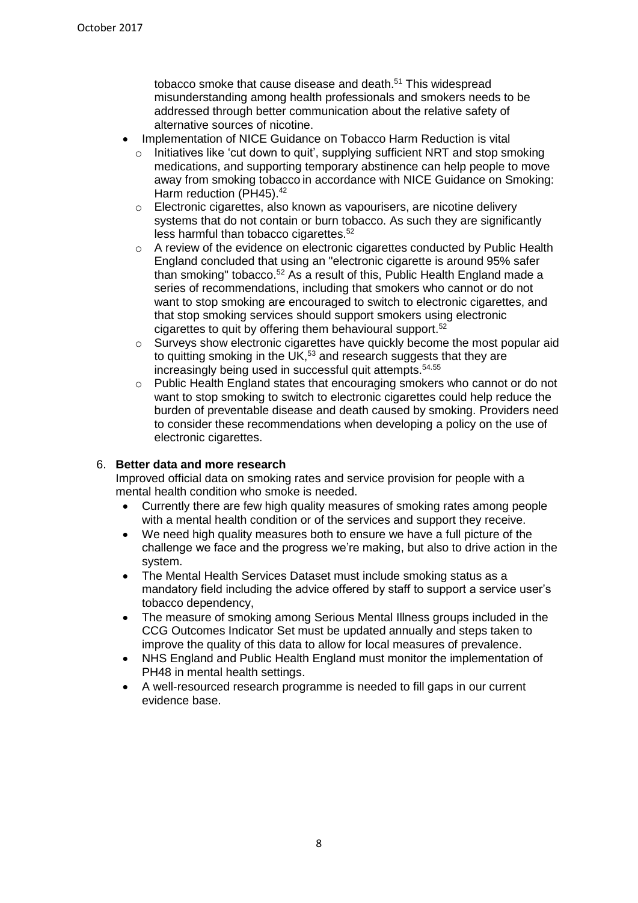tobacco smoke that cause disease and death.[51] This widespread misunderstanding among health professionals and smokers needs to be addressed through better communication about the relative safety of alternative sources of nicotine.

- Implementation of NICE Guidance on Tobacco Harm Reduction is vital
  - Initiatives like 'cut down to quit', supplying sufficient NRT and stop smoking medications, and supporting temporary abstinence can help people to move away from smoking tobacco in accordance with NICE Guidance on Smoking: Harm reduction (PH45).[42]
  - Electronic cigarettes, also known as vapourisers, are nicotine delivery systems that do not contain or burn tobacco. As such they are significantly less harmful than tobacco cigarettes.[52]
  - A review of the evidence on electronic cigarettes conducted by Public Health England concluded that using an "electronic cigarette is around 95% safer than smoking" tobacco.[52] As a result of this, Public Health England made a series of recommendations, including that smokers who cannot or do not want to stop smoking are encouraged to switch to electronic cigarettes, and that stop smoking services should support smokers using electronic cigarettes to quit by offering them behavioural support.[52]
  - Surveys show electronic cigarettes have quickly become the most popular aid to quitting smoking in the UK,[53] and research suggests that they are increasingly being used in successful quit attempts.[54.55]
  - Public Health England states that encouraging smokers who cannot or do not want to stop smoking to switch to electronic cigarettes could help reduce the burden of preventable disease and death caused by smoking. Providers need to consider these recommendations when developing a policy on the use of electronic cigarettes.

6. **Better data and more research**

   Improved official data on smoking rates and service provision for people with a mental health condition who smoke is needed.

   - Currently there are few high quality measures of smoking rates among people with a mental health condition or of the services and support they receive.
   - We need high quality measures both to ensure we have a full picture of the challenge we face and the progress we're making, but also to drive action in the system.
   - The Mental Health Services Dataset must include smoking status as a mandatory field including the advice offered by staff to support a service user's tobacco dependency,
   - The measure of smoking among Serious Mental Illness groups included in the CCG Outcomes Indicator Set must be updated annually and steps taken to improve the quality of this data to allow for local measures of prevalence.
   - NHS England and Public Health England must monitor the implementation of PH48 in mental health settings.
   - A well-resourced research programme is needed to fill gaps in our current evidence base.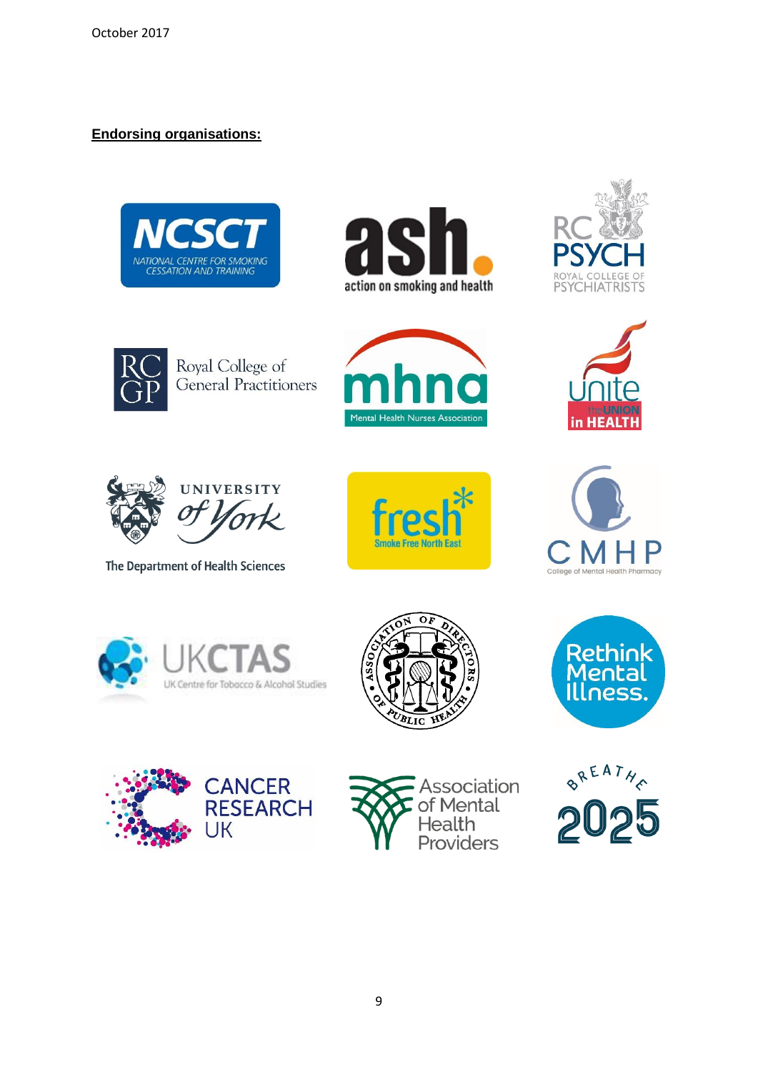**Endorsing organisations:**

NCSCT NATIONAL CENTRE FOR SMOKING CESSATION AND TRAINING

ash. action on smoking and health

RC PSYCH ROYAL COLLEGE OF PSYCHIATRISTS

RC GP Royal College of General Practitioners

mhna Mental Health Nurses Association

unite the UNION in HEALTH

UNIVERSITY of York The Department of Health Sciences

fresh Smoke Free North East

CMHP College of Mental Health Pharmacy

UKCTAS UK Centre for Tobacco & Alcohol Studies

Association of Directors of Public Health

Rethink Mental Illness.

CANCER RESEARCH UK

Association of Mental Health Providers

BREATHE 2025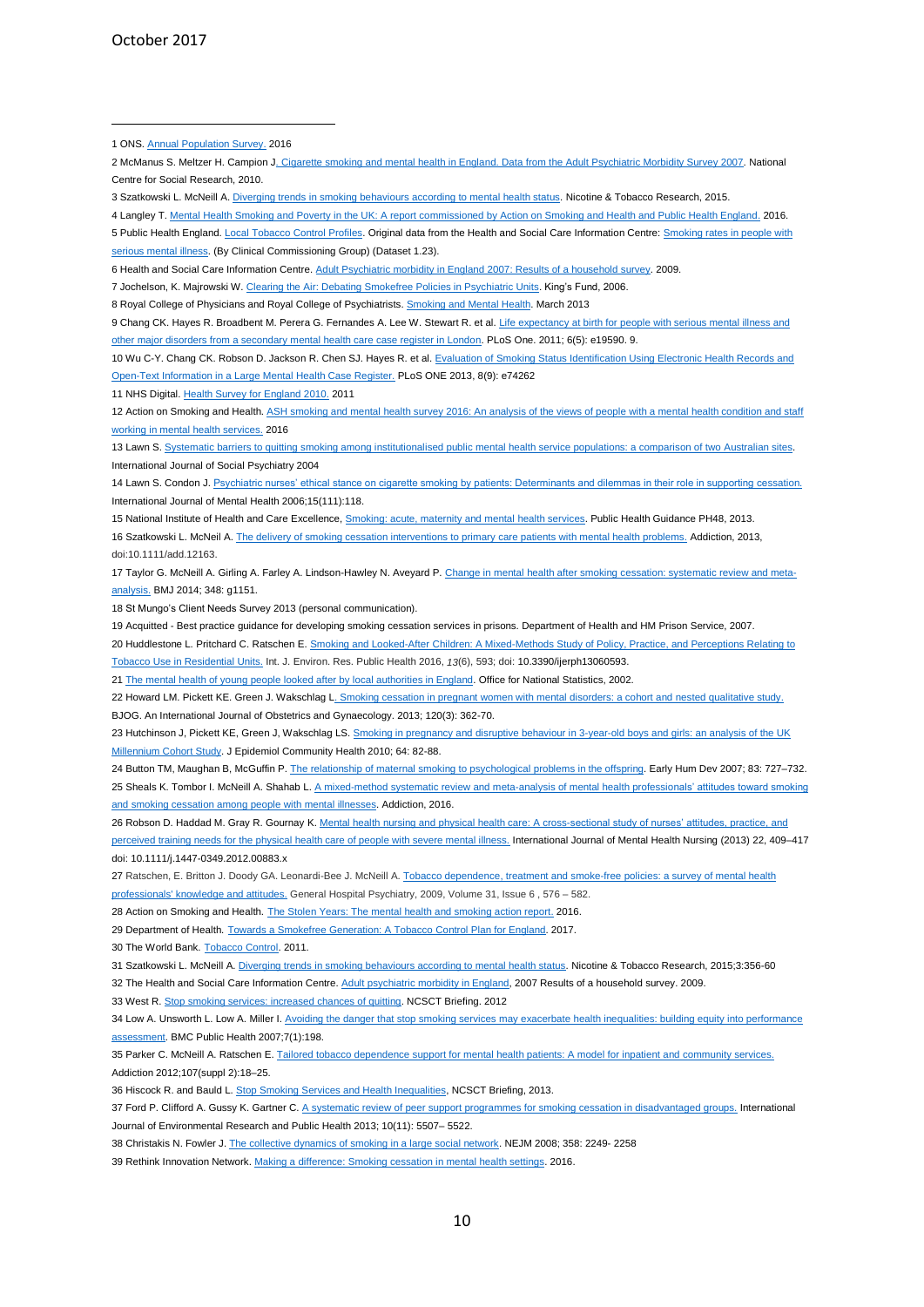1 ONS. Annual Population Survey. 2016

2 McManus S. Meltzer H. Campion J. Cigarette smoking and mental health in England. Data from the Adult Psychiatric Morbidity Survey 2007. National Centre for Social Research, 2010.

3 Szatkowski L. McNeill A. Diverging trends in smoking behaviours according to mental health status. Nicotine & Tobacco Research, 2015.

4 Langley T. Mental Health Smoking and Poverty in the UK: A report commissioned by Action on Smoking and Health and Public Health England. 2016.

5 Public Health England. Local Tobacco Control Profiles. Original data from the Health and Social Care Information Centre: Smoking rates in people with serious mental illness. (By Clinical Commissioning Group) (Dataset 1.23).

6 Health and Social Care Information Centre. Adult Psychiatric morbidity in England 2007: Results of a household survey. 2009.

7 Jochelson, K. Majrowski W. Clearing the Air: Debating Smokefree Policies in Psychiatric Units. King's Fund, 2006.

8 Royal College of Physicians and Royal College of Psychiatrists. Smoking and Mental Health. March 2013

9 Chang CK. Hayes R. Broadbent M. Perera G. Fernandes A. Lee W. Stewart R. et al. Life expectancy at birth for people with serious mental illness and other major disorders from a secondary mental health care case register in London. PLoS One. 2011; 6(5): e19590. 9.

10 Wu C-Y. Chang CK. Robson D. Jackson R. Chen SJ. Hayes R. et al. Evaluation of Smoking Status Identification Using Electronic Health Records and Open-Text Information in a Large Mental Health Case Register. PLoS ONE 2013, 8(9): e74262

11 NHS Digital. Health Survey for England 2010. 2011

12 Action on Smoking and Health. ASH smoking and mental health survey 2016: An analysis of the views of people with a mental health condition and staff working in mental health services. 2016

13 Lawn S. Systematic barriers to quitting smoking among institutionalised public mental health service populations: a comparison of two Australian sites. International Journal of Social Psychiatry 2004

14 Lawn S. Condon J. Psychiatric nurses' ethical stance on cigarette smoking by patients: Determinants and dilemmas in their role in supporting cessation. International Journal of Mental Health 2006;15(111):118.

15 National Institute of Health and Care Excellence, Smoking: acute, maternity and mental health services. Public Health Guidance PH48, 2013.

16 Szatkowski L. McNeil A. The delivery of smoking cessation interventions to primary care patients with mental health problems. Addiction, 2013, doi:10.1111/add.12163.

17 Taylor G. McNeill A. Girling A. Farley A. Lindson-Hawley N. Aveyard P. Change in mental health after smoking cessation: systematic review and meta-analysis. BMJ 2014; 348: g1151.

18 St Mungo's Client Needs Survey 2013 (personal communication).

19 Acquitted - Best practice guidance for developing smoking cessation services in prisons. Department of Health and HM Prison Service, 2007.

20 Huddlestone L. Pritchard C. Ratschen E. Smoking and Looked-After Children: A Mixed-Methods Study of Policy, Practice, and Perceptions Relating to Tobacco Use in Residential Units. Int. J. Environ. Res. Public Health 2016, *13*(6), 593; doi: 10.3390/ijerph13060593.

21 The mental health of young people looked after by local authorities in England. Office for National Statistics, 2002.

22 Howard LM. Pickett KE. Green J. Wakschlag L. Smoking cessation in pregnant women with mental disorders: a cohort and nested qualitative study. BJOG. An International Journal of Obstetrics and Gynaecology. 2013; 120(3): 362-70.

23 Hutchinson J, Pickett KE, Green J, Wakschlag LS. Smoking in pregnancy and disruptive behaviour in 3-year-old boys and girls: an analysis of the UK Millennium Cohort Study. J Epidemiol Community Health 2010; 64: 82-88.

24 Button TM, Maughan B, McGuffin P. The relationship of maternal smoking to psychological problems in the offspring. Early Hum Dev 2007; 83: 727–732.

25 Sheals K. Tombor I. McNeill A. Shahab L. A mixed-method systematic review and meta-analysis of mental health professionals' attitudes toward smoking and smoking cessation among people with mental illnesses. Addiction, 2016.

26 Robson D. Haddad M. Gray R. Gournay K. Mental health nursing and physical health care: A cross-sectional study of nurses' attitudes, practice, and perceived training needs for the physical health care of people with severe mental illness. International Journal of Mental Health Nursing (2013) 22, 409–417 doi: 10.1111/j.1447-0349.2012.00883.x

27 Ratschen, E. Britton J. Doody GA. Leonardi-Bee J. McNeill A. Tobacco dependence, treatment and smoke-free policies: a survey of mental health professionals' knowledge and attitudes. General Hospital Psychiatry, 2009, Volume 31, Issue 6 , 576 – 582.

28 Action on Smoking and Health. The Stolen Years: The mental health and smoking action report. 2016.

29 Department of Health. Towards a Smokefree Generation: A Tobacco Control Plan for England. 2017.

30 The World Bank. Tobacco Control. 2011.

31 Szatkowski L. McNeill A. Diverging trends in smoking behaviours according to mental health status. Nicotine & Tobacco Research, 2015;3:356-60

32 The Health and Social Care Information Centre. Adult psychiatric morbidity in England, 2007 Results of a household survey. 2009.

33 West R. Stop smoking services: increased chances of quitting. NCSCT Briefing. 2012

34 Low A. Unsworth L. Low A. Miller I. Avoiding the danger that stop smoking services may exacerbate health inequalities: building equity into performance assessment. BMC Public Health 2007;7(1):198.

35 Parker C. McNeill A. Ratschen E. Tailored tobacco dependence support for mental health patients: A model for inpatient and community services. Addiction 2012;107(suppl 2):18–25.

36 Hiscock R. and Bauld L. Stop Smoking Services and Health Inequalities, NCSCT Briefing, 2013.

37 Ford P. Clifford A. Gussy K. Gartner C. A systematic review of peer support programmes for smoking cessation in disadvantaged groups. International Journal of Environmental Research and Public Health 2013; 10(11): 5507– 5522.

38 Christakis N. Fowler J. The collective dynamics of smoking in a large social network. NEJM 2008; 358: 2249- 2258

39 Rethink Innovation Network. Making a difference: Smoking cessation in mental health settings. 2016.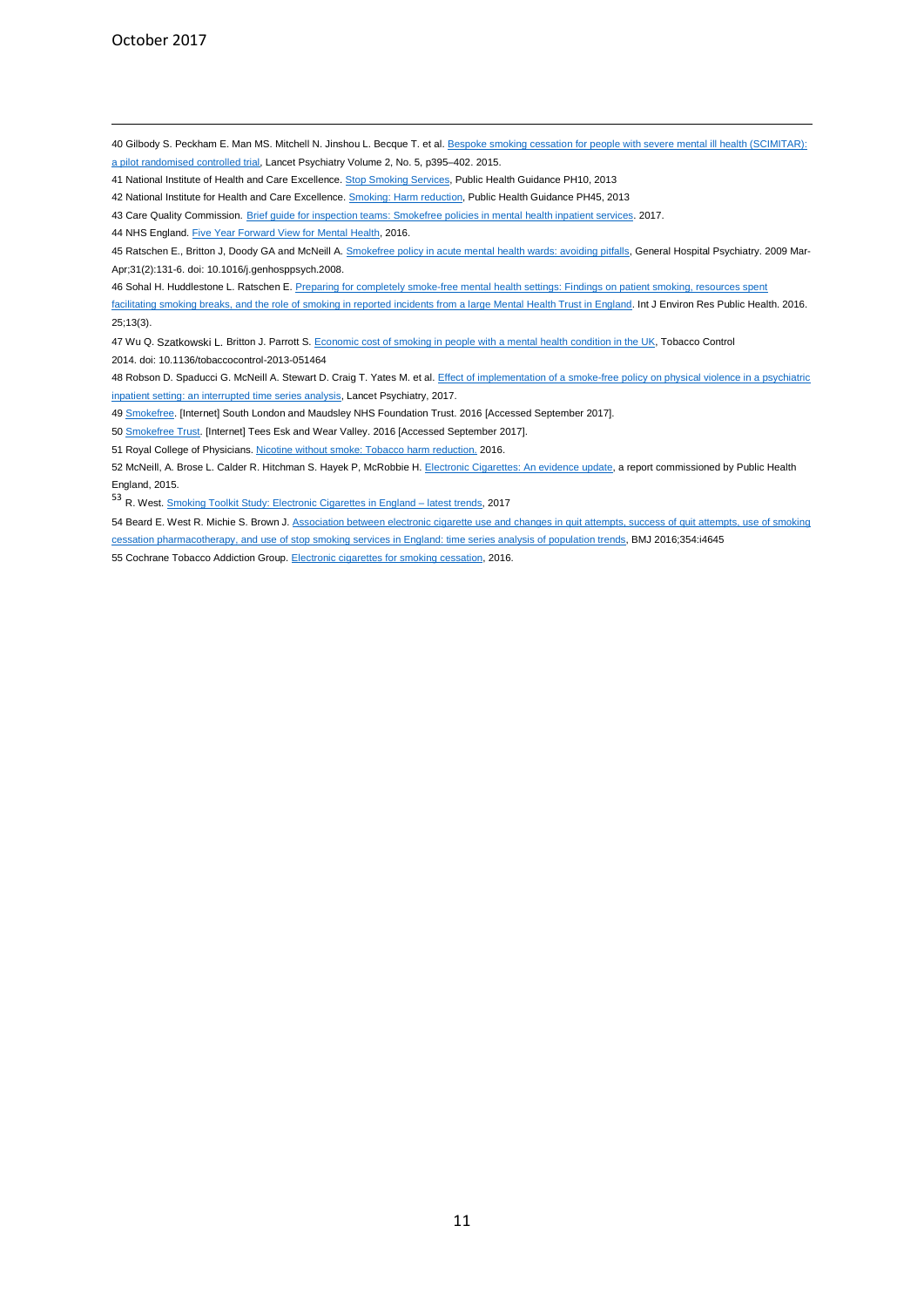40 Gilbody S. Peckham E. Man MS. Mitchell N. Jinshou L. Becque T. et al. Bespoke smoking cessation for people with severe mental ill health (SCIMITAR): a pilot randomised controlled trial, Lancet Psychiatry Volume 2, No. 5, p395–402. 2015.

41 National Institute of Health and Care Excellence. Stop Smoking Services, Public Health Guidance PH10, 2013

42 National Institute for Health and Care Excellence. Smoking: Harm reduction, Public Health Guidance PH45, 2013

43 Care Quality Commission. Brief guide for inspection teams: Smokefree policies in mental health inpatient services. 2017.

44 NHS England. Five Year Forward View for Mental Health, 2016.

45 Ratschen E., Britton J, Doody GA and McNeill A. Smokefree policy in acute mental health wards: avoiding pitfalls, General Hospital Psychiatry. 2009 Mar-Apr;31(2):131-6. doi: 10.1016/j.genhosppsych.2008.

46 Sohal H. Huddlestone L. Ratschen E. Preparing for completely smoke-free mental health settings: Findings on patient smoking, resources spent facilitating smoking breaks, and the role of smoking in reported incidents from a large Mental Health Trust in England. Int J Environ Res Public Health. 2016. 25;13(3).

47 Wu Q. Szatkowski L. Britton J. Parrott S. Economic cost of smoking in people with a mental health condition in the UK, Tobacco Control 2014. doi: 10.1136/tobaccocontrol-2013-051464

48 Robson D. Spaducci G. McNeill A. Stewart D. Craig T. Yates M. et al. Effect of implementation of a smoke-free policy on physical violence in a psychiatric inpatient setting: an interrupted time series analysis, Lancet Psychiatry, 2017.

49 Smokefree. [Internet] South London and Maudsley NHS Foundation Trust. 2016 [Accessed September 2017].

50 Smokefree Trust. [Internet] Tees Esk and Wear Valley. 2016 [Accessed September 2017].

51 Royal College of Physicians. Nicotine without smoke: Tobacco harm reduction. 2016.

52 McNeill, A. Brose L. Calder R. Hitchman S. Hayek P, McRobbie H. Electronic Cigarettes: An evidence update, a report commissioned by Public Health England, 2015.

53 R. West. Smoking Toolkit Study: Electronic Cigarettes in England – latest trends, 2017

54 Beard E. West R. Michie S. Brown J. Association between electronic cigarette use and changes in quit attempts, success of quit attempts, use of smoking cessation pharmacotherapy, and use of stop smoking services in England: time series analysis of population trends, BMJ 2016;354:i4645

55 Cochrane Tobacco Addiction Group. Electronic cigarettes for smoking cessation, 2016.